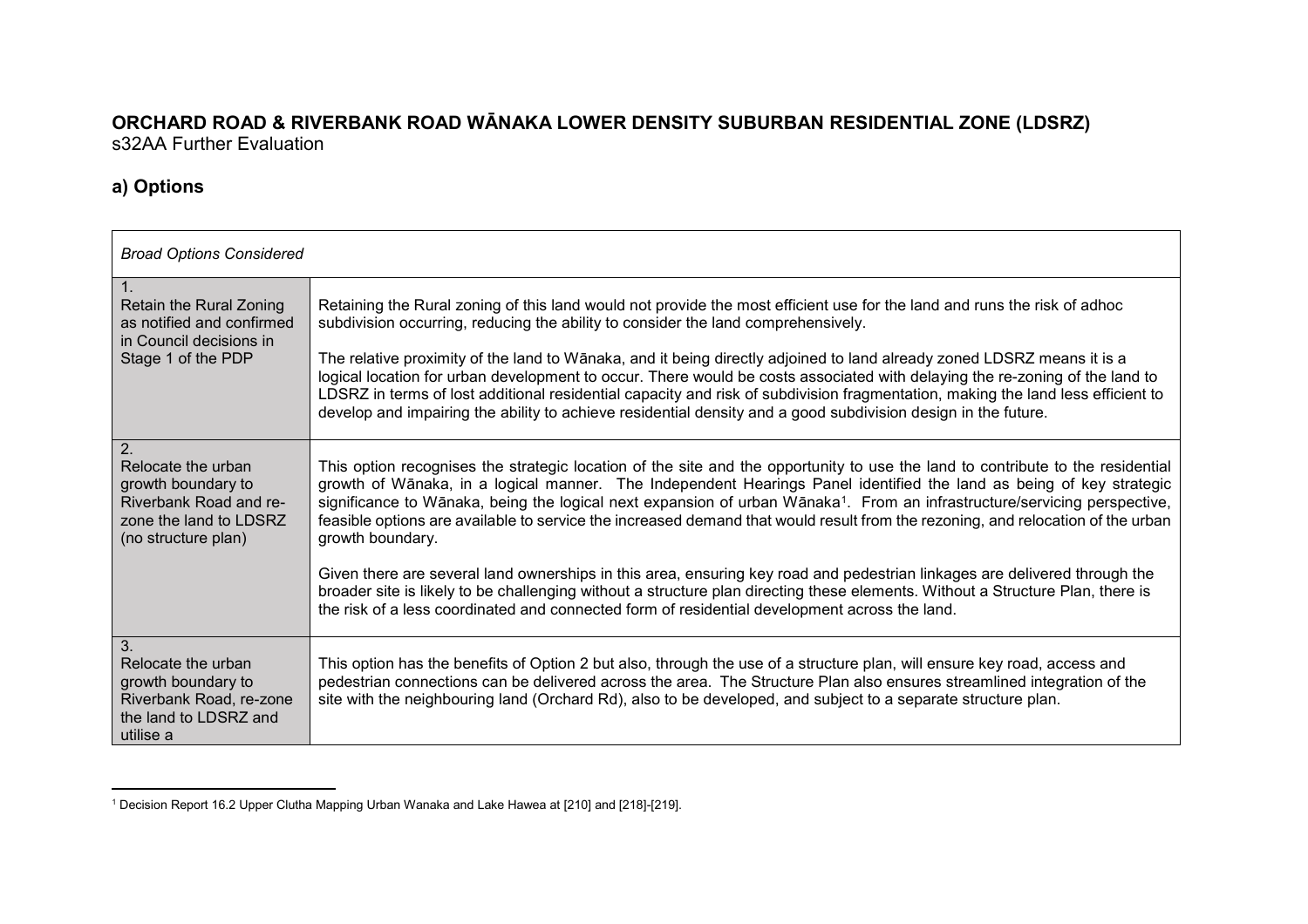# ORCHARD ROAD & RIVERBANK ROAD WĀNAKA LOWER DENSITY SUBURBAN RESIDENTIAL ZONE (LDSRZ)

s32AA Further Evaluation

## a) Options

| *Broad Options Considered* | |
|---|---|
| 1. Retain the Rural Zoning as notified and confirmed in Council decisions in Stage 1 of the PDP | Retaining the Rural zoning of this land would not provide the most efficient use for the land and runs the risk of adhoc subdivision occurring, reducing the ability to consider the land comprehensively.<br><br>The relative proximity of the land to Wānaka, and it being directly adjoined to land already zoned LDSRZ means it is a logical location for urban development to occur. There would be costs associated with delaying the re-zoning of the land to LDSRZ in terms of lost additional residential capacity and risk of subdivision fragmentation, making the land less efficient to develop and impairing the ability to achieve residential density and a good subdivision design in the future. |
| 2. Relocate the urban growth boundary to Riverbank Road and re-zone the land to LDSRZ (no structure plan) | This option recognises the strategic location of the site and the opportunity to use the land to contribute to the residential growth of Wānaka, in a logical manner. The Independent Hearings Panel identified the land as being of key strategic significance to Wānaka, being the logical next expansion of urban Wānaka[1]. From an infrastructure/servicing perspective, feasible options are available to service the increased demand that would result from the rezoning, and relocation of the urban growth boundary.<br><br>Given there are several land ownerships in this area, ensuring key road and pedestrian linkages are delivered through the broader site is likely to be challenging without a structure plan directing these elements. Without a Structure Plan, there is the risk of a less coordinated and connected form of residential development across the land. |
| 3. Relocate the urban growth boundary to Riverbank Road, re-zone the land to LDSRZ and utilise a | This option has the benefits of Option 2 but also, through the use of a structure plan, will ensure key road, access and pedestrian connections can be delivered across the area. The Structure Plan also ensures streamlined integration of the site with the neighbouring land (Orchard Rd), also to be developed, and subject to a separate structure plan. |

[1] Decision Report 16.2 Upper Clutha Mapping Urban Wanaka and Lake Hawea at [210] and [218]-[219].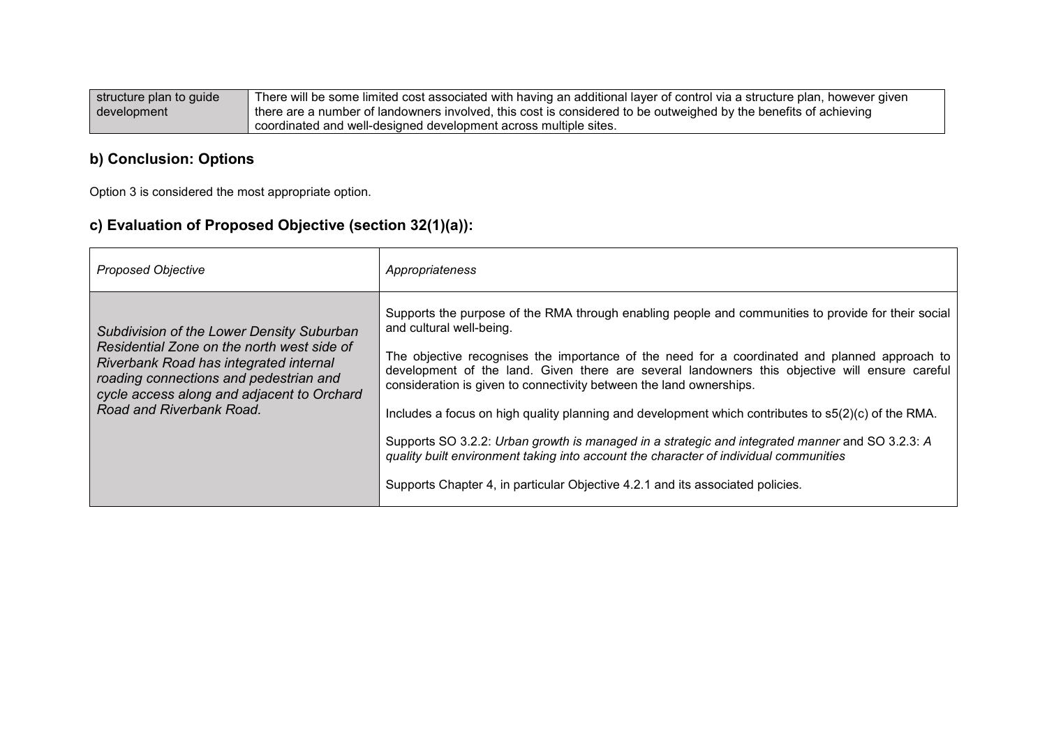| structure plan to guide development | There will be some limited cost associated with having an additional layer of control via a structure plan, however given there are a number of landowners involved, this cost is considered to be outweighed by the benefits of achieving coordinated and well-designed development across multiple sites. |
|---|---|

## b) Conclusion: Options

Option 3 is considered the most appropriate option.

## c) Evaluation of Proposed Objective (section 32(1)(a)):

| *Proposed Objective* | *Appropriateness* |
|---|---|
| *Subdivision of the Lower Density Suburban Residential Zone on the north west side of Riverbank Road has integrated internal roading connections and pedestrian and cycle access along and adjacent to Orchard Road and Riverbank Road.* | Supports the purpose of the RMA through enabling people and communities to provide for their social and cultural well-being.<br><br>The objective recognises the importance of the need for a coordinated and planned approach to development of the land. Given there are several landowners this objective will ensure careful consideration is given to connectivity between the land ownerships.<br><br>Includes a focus on high quality planning and development which contributes to s5(2)(c) of the RMA.<br><br>Supports SO 3.2.2: *Urban growth is managed in a strategic and integrated manner* and SO 3.2.3: *A quality built environment taking into account the character of individual communities*<br><br>Supports Chapter 4, in particular Objective 4.2.1 and its associated policies. |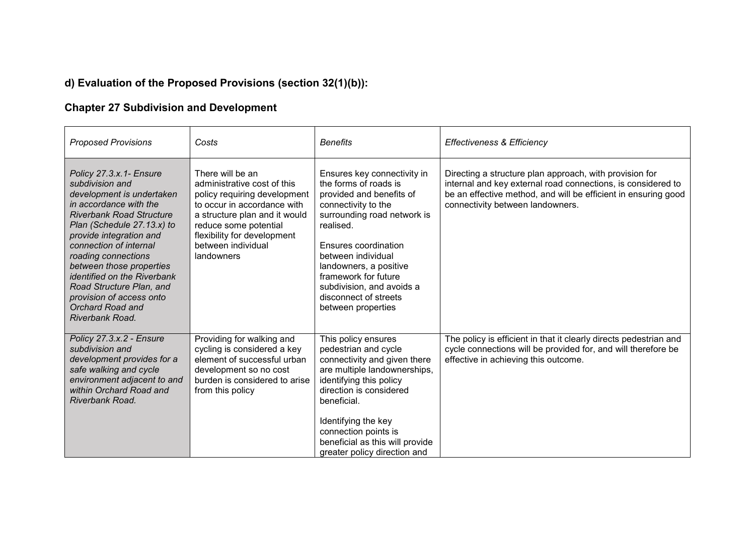## d) Evaluation of the Proposed Provisions (section 32(1)(b)):

## Chapter 27 Subdivision and Development

| *Proposed Provisions* | *Costs* | *Benefits* | *Effectiveness & Efficiency* |
|---|---|---|---|
| *Policy 27.3.x.1- Ensure subdivision and development is undertaken in accordance with the Riverbank Road Structure Plan (Schedule 27.13.x) to provide integration and connection of internal roading connections between those properties identified on the Riverbank Road Structure Plan, and provision of access onto Orchard Road and Riverbank Road.* | There will be an administrative cost of this policy requiring development to occur in accordance with a structure plan and it would reduce some potential flexibility for development between individual landowners | Ensures key connectivity in the forms of roads is provided and benefits of connectivity to the surrounding road network is realised.<br><br>Ensures coordination between individual landowners, a positive framework for future subdivision, and avoids a disconnect of streets between properties | Directing a structure plan approach, with provision for internal and key external road connections, is considered to be an effective method, and will be efficient in ensuring good connectivity between landowners. |
| *Policy 27.3.x.2 - Ensure subdivision and development provides for a safe walking and cycle environment adjacent to and within Orchard Road and Riverbank Road.* | Providing for walking and cycling is considered a key element of successful urban development so no cost burden is considered to arise from this policy | This policy ensures pedestrian and cycle connectivity and given there are multiple landownerships, identifying this policy direction is considered beneficial.<br><br>Identifying the key connection points is beneficial as this will provide greater policy direction and | The policy is efficient in that it clearly directs pedestrian and cycle connections will be provided for, and will therefore be effective in achieving this outcome. |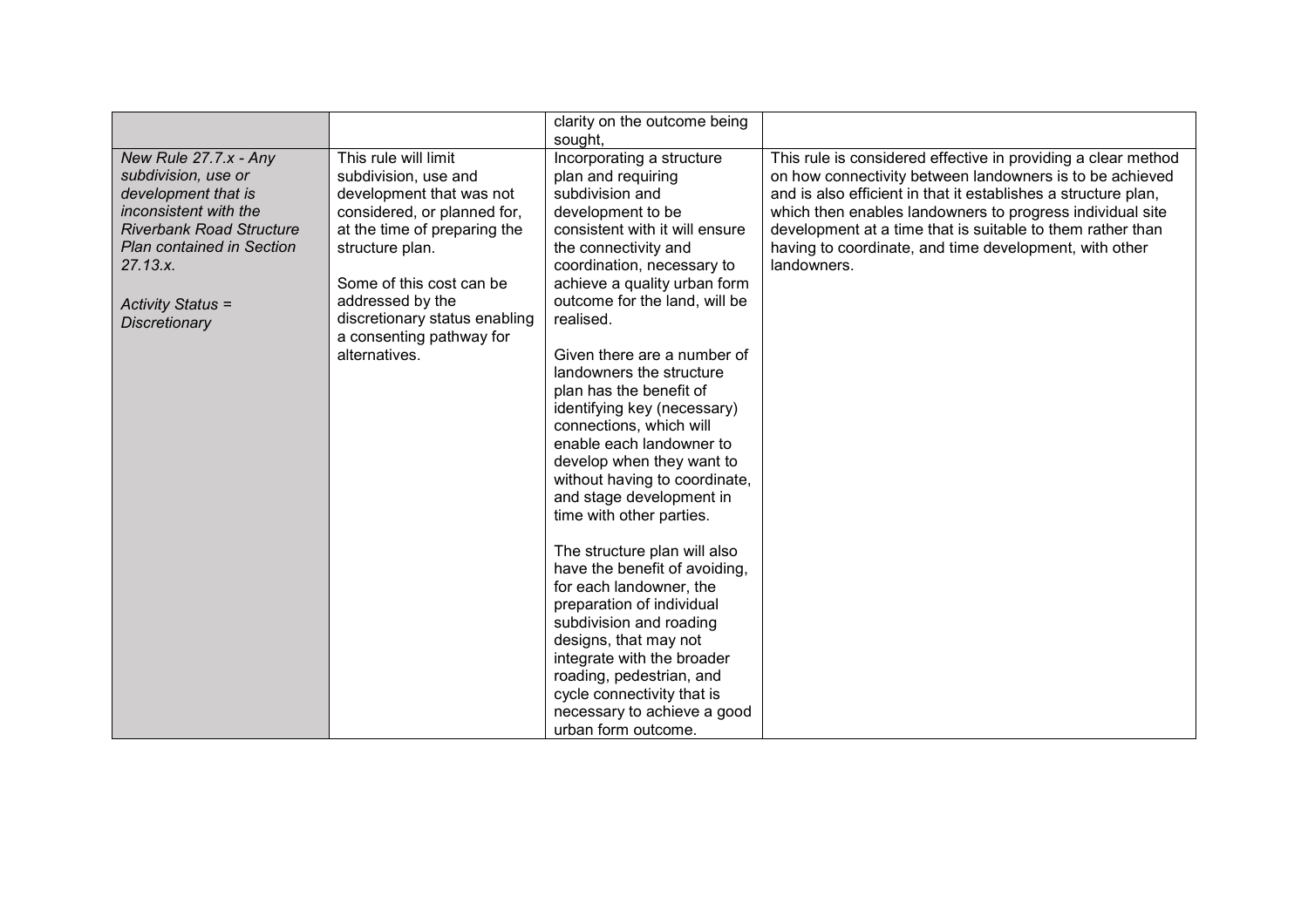| | | | |
|---|---|---|---|
| | | clarity on the outcome being sought, | |
| *New Rule 27.7.x - Any subdivision, use or development that is inconsistent with the Riverbank Road Structure Plan contained in Section 27.13.x.*<br><br>*Activity Status = Discretionary* | This rule will limit subdivision, use and development that was not considered, or planned for, at the time of preparing the structure plan.<br><br>Some of this cost can be addressed by the discretionary status enabling a consenting pathway for alternatives. | Incorporating a structure plan and requiring subdivision and development to be consistent with it will ensure the connectivity and coordination, necessary to achieve a quality urban form outcome for the land, will be realised.<br><br>Given there are a number of landowners the structure plan has the benefit of identifying key (necessary) connections, which will enable each landowner to develop when they want to without having to coordinate, and stage development in time with other parties.<br><br>The structure plan will also have the benefit of avoiding, for each landowner, the preparation of individual subdivision and roading designs, that may not integrate with the broader roading, pedestrian, and cycle connectivity that is necessary to achieve a good urban form outcome. | This rule is considered effective in providing a clear method on how connectivity between landowners is to be achieved and is also efficient in that it establishes a structure plan, which then enables landowners to progress individual site development at a time that is suitable to them rather than having to coordinate, and time development, with other landowners. |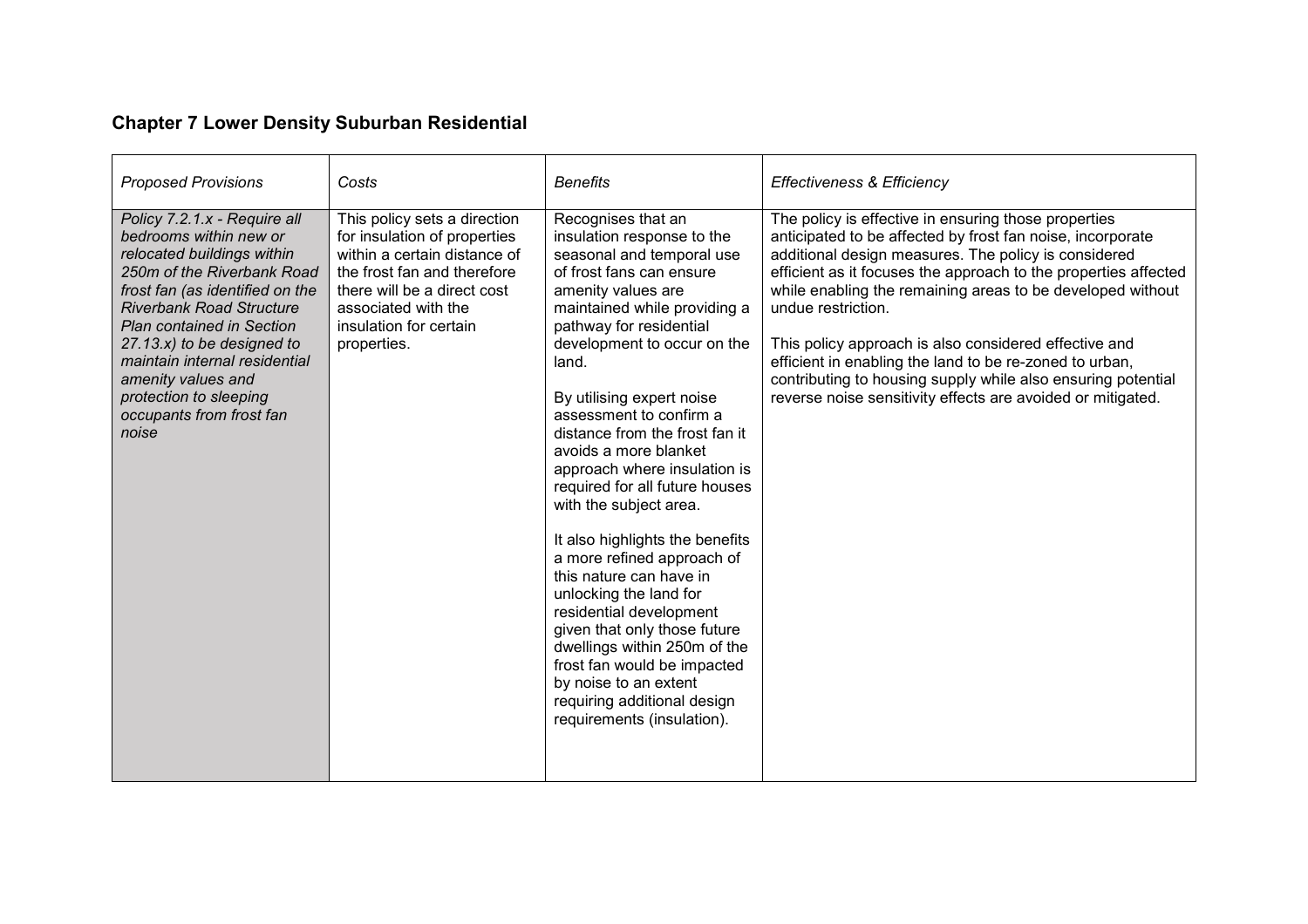## Chapter 7 Lower Density Suburban Residential

| *Proposed Provisions* | *Costs* | *Benefits* | *Effectiveness & Efficiency* |
|---|---|---|---|
| *Policy 7.2.1.x - Require all bedrooms within new or relocated buildings within 250m of the Riverbank Road frost fan (as identified on the Riverbank Road Structure Plan contained in Section 27.13.x) to be designed to maintain internal residential amenity values and protection to sleeping occupants from frost fan noise* | This policy sets a direction for insulation of properties within a certain distance of the frost fan and therefore there will be a direct cost associated with the insulation for certain properties. | Recognises that an insulation response to the seasonal and temporal use of frost fans can ensure amenity values are maintained while providing a pathway for residential development to occur on the land.<br><br>By utilising expert noise assessment to confirm a distance from the frost fan it avoids a more blanket approach where insulation is required for all future houses with the subject area.<br><br>It also highlights the benefits a more refined approach of this nature can have in unlocking the land for residential development given that only those future dwellings within 250m of the frost fan would be impacted by noise to an extent requiring additional design requirements (insulation). | The policy is effective in ensuring those properties anticipated to be affected by frost fan noise, incorporate additional design measures. The policy is considered efficient as it focuses the approach to the properties affected while enabling the remaining areas to be developed without undue restriction.<br><br>This policy approach is also considered effective and efficient in enabling the land to be re-zoned to urban, contributing to housing supply while also ensuring potential reverse noise sensitivity effects are avoided or mitigated. |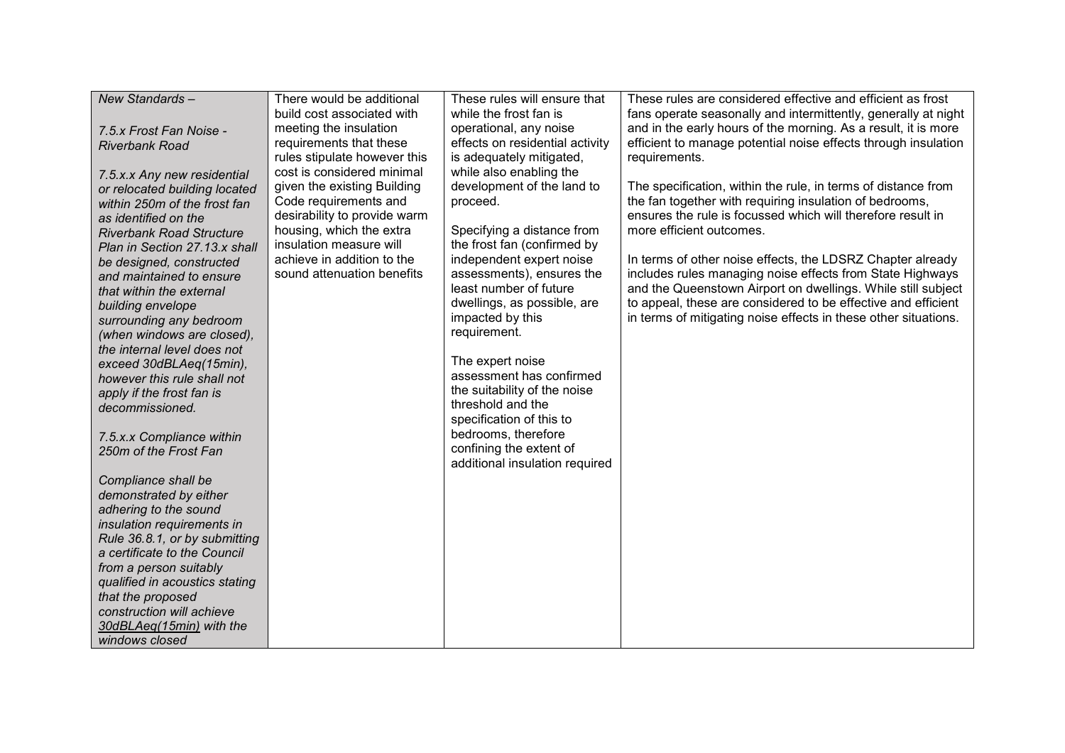| *New Standards –*<br><br>*7.5.x Frost Fan Noise - Riverbank Road*<br><br>*7.5.x.x Any new residential or relocated building located within 250m of the frost fan as identified on the Riverbank Road Structure Plan in Section 27.13.x shall be designed, constructed and maintained to ensure that within the external building envelope surrounding any bedroom (when windows are closed), the internal level does not exceed 30dBLAeq(15min), however this rule shall not apply if the frost fan is decommissioned.*<br><br>*7.5.x.x Compliance within 250m of the Frost Fan*<br><br>*Compliance shall be demonstrated by either adhering to the sound insulation requirements in Rule 36.8.1, or by submitting a certificate to the Council from a person suitably qualified in acoustics stating that the proposed construction will achieve <u>30dBLAeq(15min)</u> with the windows closed* | There would be additional build cost associated with meeting the insulation requirements that these rules stipulate however this cost is considered minimal given the existing Building Code requirements and desirability to provide warm housing, which the extra insulation measure will achieve in addition to the sound attenuation benefits | These rules will ensure that while the frost fan is operational, any noise effects on residential activity is adequately mitigated, while also enabling the development of the land to proceed.<br><br>Specifying a distance from the frost fan (confirmed by independent expert noise assessments), ensures the least number of future dwellings, as possible, are impacted by this requirement.<br><br>The expert noise assessment has confirmed the suitability of the noise threshold and the specification of this to bedrooms, therefore confining the extent of additional insulation required | These rules are considered effective and efficient as frost fans operate seasonally and intermittently, generally at night and in the early hours of the morning. As a result, it is more efficient to manage potential noise effects through insulation requirements.<br><br>The specification, within the rule, in terms of distance from the fan together with requiring insulation of bedrooms, ensures the rule is focussed which will therefore result in more efficient outcomes.<br><br>In terms of other noise effects, the LDSRZ Chapter already includes rules managing noise effects from State Highways and the Queenstown Airport on dwellings. While still subject to appeal, these are considered to be effective and efficient in terms of mitigating noise effects in these other situations. |
|---|---|---|---|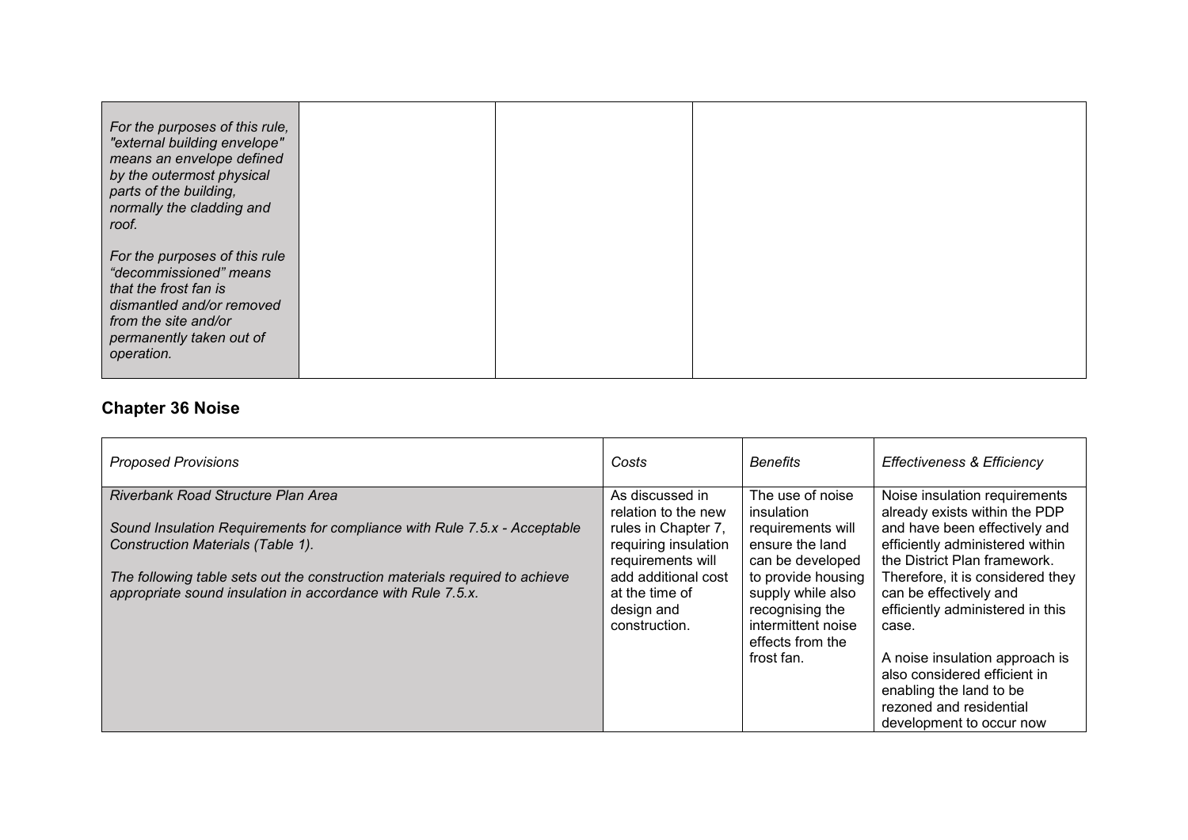| | | | |
|---|---|---|---|
| *For the purposes of this rule, "external building envelope" means an envelope defined by the outermost physical parts of the building, normally the cladding and roof.*<br><br>*For the purposes of this rule "decommissioned" means that the frost fan is dismantled and/or removed from the site and/or permanently taken out of operation.* | | | |

## Chapter 36 Noise

| *Proposed Provisions* | *Costs* | *Benefits* | *Effectiveness & Efficiency* |
|---|---|---|---|
| *Riverbank Road Structure Plan Area*<br><br>*Sound Insulation Requirements for compliance with Rule 7.5.x - Acceptable Construction Materials (Table 1).*<br><br>*The following table sets out the construction materials required to achieve appropriate sound insulation in accordance with Rule 7.5.x.* | As discussed in relation to the new rules in Chapter 7, requiring insulation requirements will add additional cost at the time of design and construction. | The use of noise insulation requirements will ensure the land can be developed to provide housing supply while also recognising the intermittent noise effects from the frost fan. | Noise insulation requirements already exists within the PDP and have been effectively and efficiently administered within the District Plan framework. Therefore, it is considered they can be effectively and efficiently administered in this case.<br><br>A noise insulation approach is also considered efficient in enabling the land to be rezoned and residential development to occur now |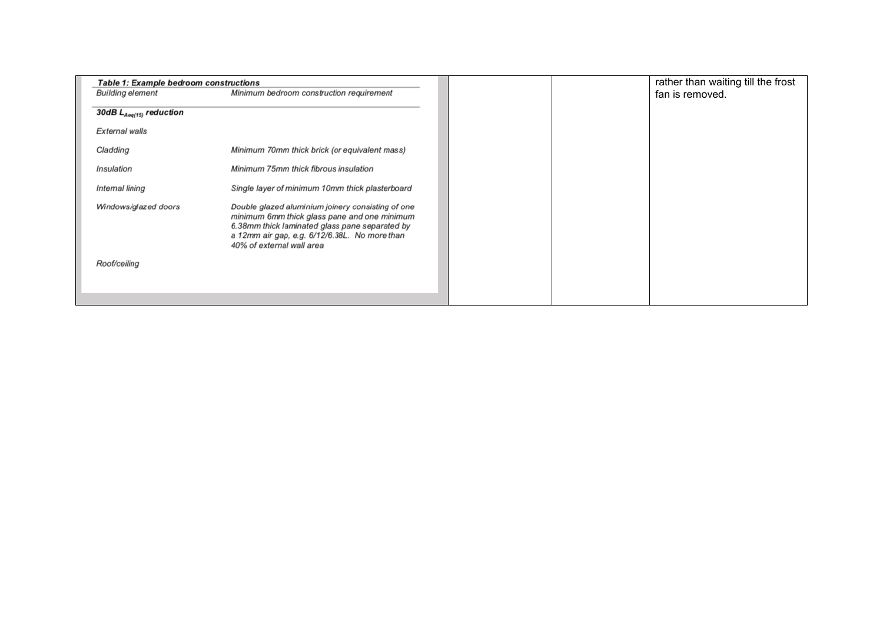| | | | |
|---|---|---|---|
| **Table 1: Example bedroom constructions**<br><br>| Building element | Minimum bedroom construction requirement |<br>|---|---|<br>| ***30dB $L_{Aeq(15)}$ reduction*** | |<br>| *External walls* | |<br>| *Cladding* | *Minimum 70mm thick brick (or equivalent mass)* |<br>| *Insulation* | *Minimum 75mm thick fibrous insulation* |<br>| *Internal lining* | *Single layer of minimum 10mm thick plasterboard* |<br>| *Windows/glazed doors* | *Double glazed aluminium joinery consisting of one minimum 6mm thick glass pane and one minimum 6.38mm thick laminated glass pane separated by a 12mm air gap, e.g. 6/12/6.38L. No more than 40% of external wall area* |<br>| *Roof/ceiling* | | | | | rather than waiting till the frost fan is removed. |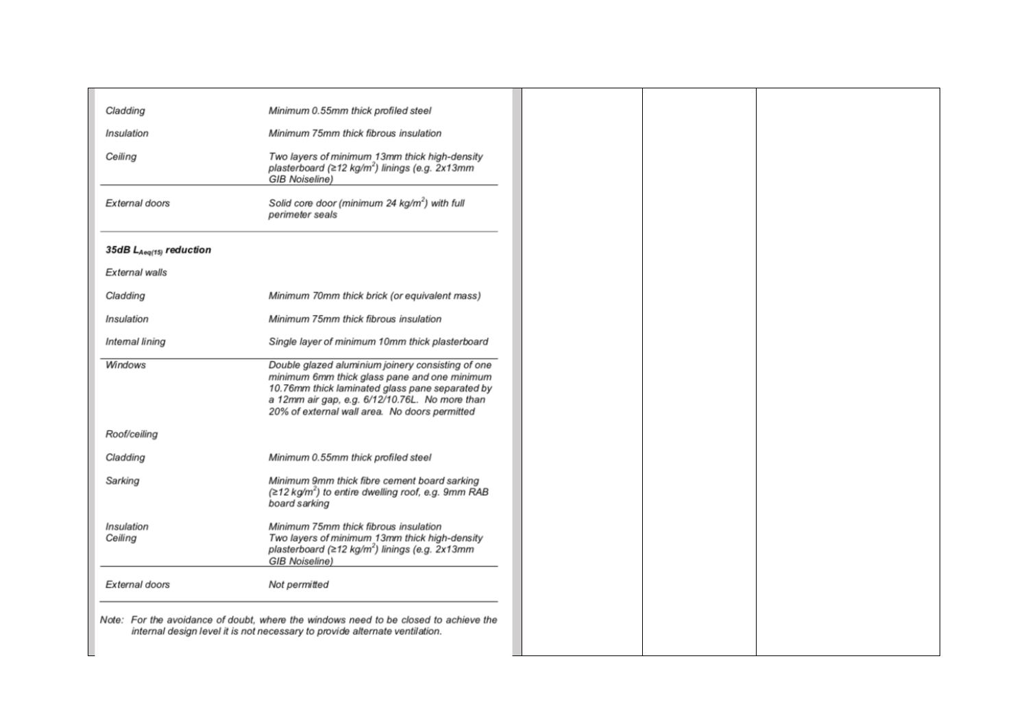| | | | |
|---|---|---|---|
| *Cladding* — *Minimum 0.55mm thick profiled steel*<br><br>*Insulation* — *Minimum 75mm thick fibrous insulation*<br><br>*Ceiling* — *Two layers of minimum 13mm thick high-density plasterboard (≥12 kg/m²) linings (e.g. 2x13mm GIB Noiseline)*<br><br>*External doors* — *Solid core door (minimum 24 kg/m²) with full perimeter seals*<br><br>***35dB $L_{Aeq(15)}$ reduction***<br><br>*External walls*<br><br>*Cladding* — *Minimum 70mm thick brick (or equivalent mass)*<br><br>*Insulation* — *Minimum 75mm thick fibrous insulation*<br><br>*Internal lining* — *Single layer of minimum 10mm thick plasterboard*<br><br>*Windows* — *Double glazed aluminium joinery consisting of one minimum 6mm thick glass pane and one minimum 10.76mm thick laminated glass pane separated by a 12mm air gap, e.g. 6/12/10.76L. No more than 20% of external wall area. No doors permitted*<br><br>*Roof/ceiling*<br><br>*Cladding* — *Minimum 0.55mm thick profiled steel*<br><br>*Sarking* — *Minimum 9mm thick fibre cement board sarking (≥12 kg/m²) to entire dwelling roof, e.g. 9mm RAB board sarking*<br><br>*Insulation* — *Minimum 75mm thick fibrous insulation*<br><br>*Ceiling* — *Two layers of minimum 13mm thick high-density plasterboard (≥12 kg/m²) linings (e.g. 2x13mm GIB Noiseline)*<br><br>*External doors* — *Not permitted*<br><br>*Note: For the avoidance of doubt, where the windows need to be closed to achieve the internal design level it is not necessary to provide alternate ventilation.* | | | |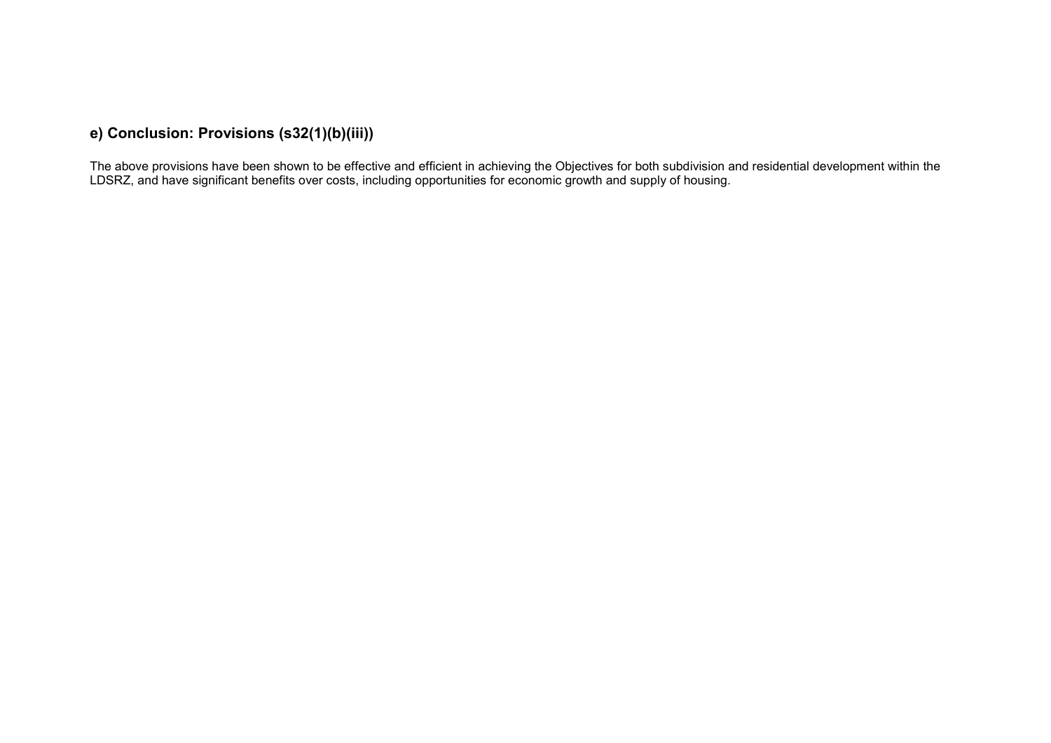### e) Conclusion: Provisions (s32(1)(b)(iii))

The above provisions have been shown to be effective and efficient in achieving the Objectives for both subdivision and residential development within the LDSRZ, and have significant benefits over costs, including opportunities for economic growth and supply of housing.